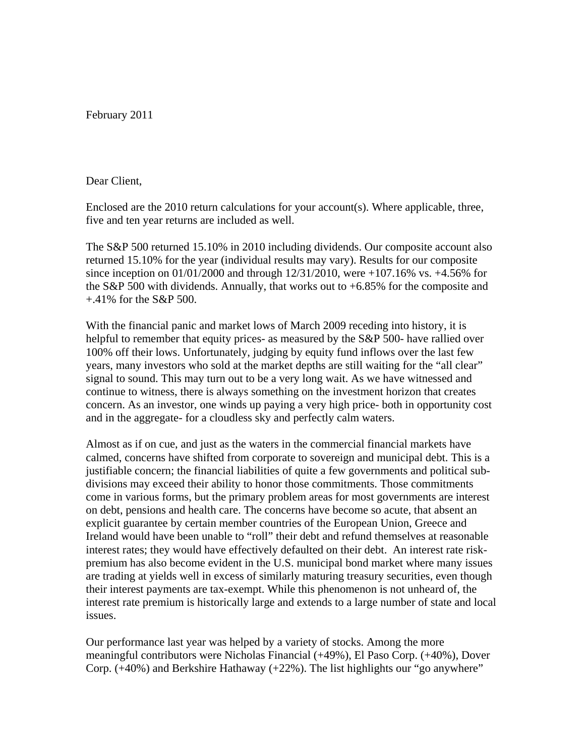February 2011

Dear Client,

Enclosed are the 2010 return calculations for your account(s). Where applicable, three, five and ten year returns are included as well.

The S&P 500 returned 15.10% in 2010 including dividends. Our composite account also returned 15.10% for the year (individual results may vary). Results for our composite since inception on 01/01/2000 and through 12/31/2010, were +107.16% vs. +4.56% for the S&P 500 with dividends. Annually, that works out to +6.85% for the composite and +.41% for the S&P 500.

With the financial panic and market lows of March 2009 receding into history, it is helpful to remember that equity prices- as measured by the S&P 500- have rallied over 100% off their lows. Unfortunately, judging by equity fund inflows over the last few years, many investors who sold at the market depths are still waiting for the "all clear" signal to sound. This may turn out to be a very long wait. As we have witnessed and continue to witness, there is always something on the investment horizon that creates concern. As an investor, one winds up paying a very high price- both in opportunity cost and in the aggregate- for a cloudless sky and perfectly calm waters.

Almost as if on cue, and just as the waters in the commercial financial markets have calmed, concerns have shifted from corporate to sovereign and municipal debt. This is a justifiable concern; the financial liabilities of quite a few governments and political sub-divisions may exceed their ability to honor those commitments. Those commitments come in various forms, but the primary problem areas for most governments are interest on debt, pensions and health care. The concerns have become so acute, that absent an explicit guarantee by certain member countries of the European Union, Greece and Ireland would have been unable to "roll" their debt and refund themselves at reasonable interest rates; they would have effectively defaulted on their debt. An interest rate risk-premium has also become evident in the U.S. municipal bond market where many issues are trading at yields well in excess of similarly maturing treasury securities, even though their interest payments are tax-exempt. While this phenomenon is not unheard of, the interest rate premium is historically large and extends to a large number of state and local issues.

Our performance last year was helped by a variety of stocks. Among the more meaningful contributors were Nicholas Financial (+49%), El Paso Corp. (+40%), Dover Corp. (+40%) and Berkshire Hathaway (+22%). The list highlights our "go anywhere"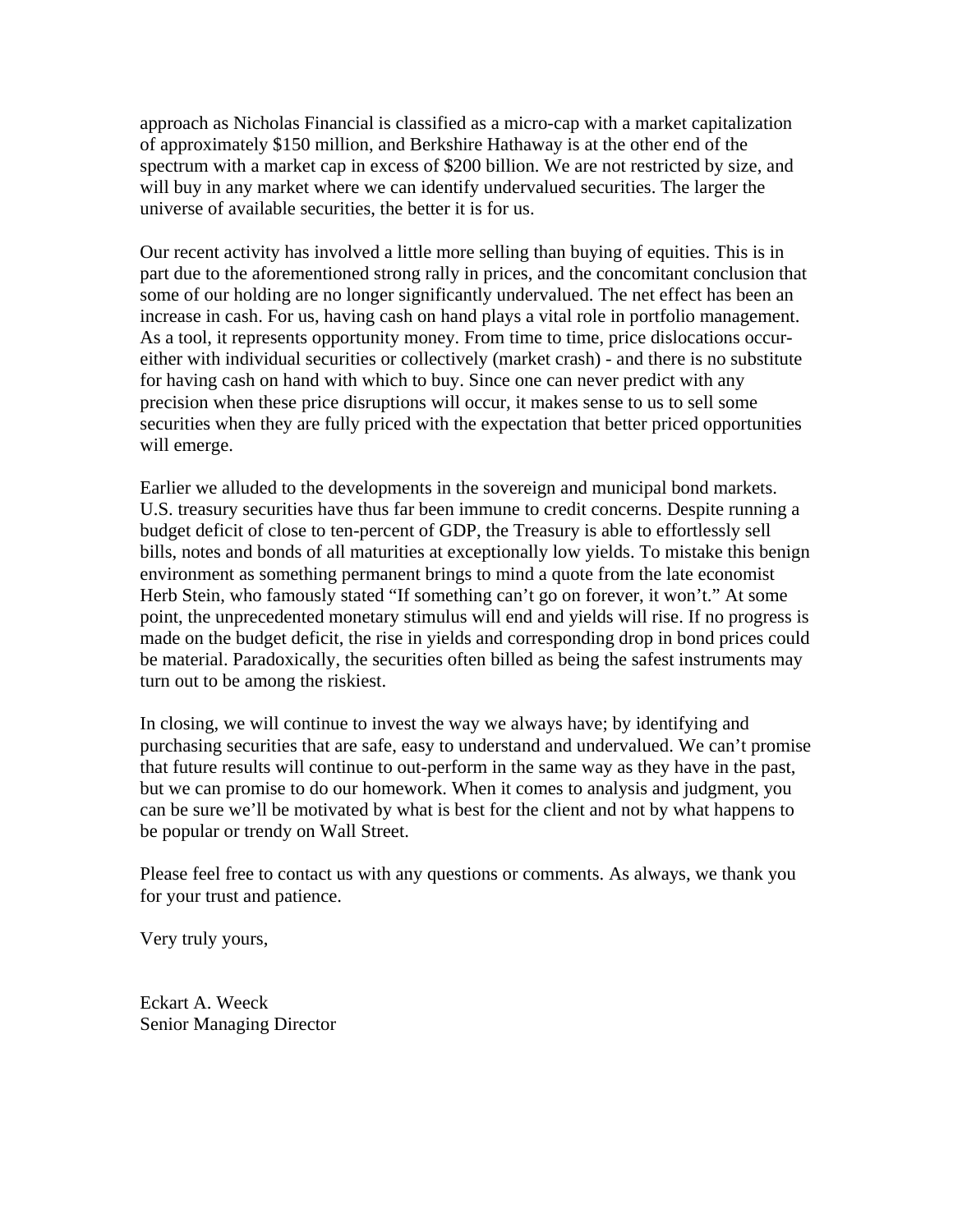approach as Nicholas Financial is classified as a micro-cap with a market capitalization of approximately $150 million, and Berkshire Hathaway is at the other end of the spectrum with a market cap in excess of $200 billion. We are not restricted by size, and will buy in any market where we can identify undervalued securities. The larger the universe of available securities, the better it is for us.

Our recent activity has involved a little more selling than buying of equities. This is in part due to the aforementioned strong rally in prices, and the concomitant conclusion that some of our holding are no longer significantly undervalued. The net effect has been an increase in cash. For us, having cash on hand plays a vital role in portfolio management. As a tool, it represents opportunity money. From time to time, price dislocations occur- either with individual securities or collectively (market crash) - and there is no substitute for having cash on hand with which to buy. Since one can never predict with any precision when these price disruptions will occur, it makes sense to us to sell some securities when they are fully priced with the expectation that better priced opportunities will emerge.

Earlier we alluded to the developments in the sovereign and municipal bond markets. U.S. treasury securities have thus far been immune to credit concerns. Despite running a budget deficit of close to ten-percent of GDP, the Treasury is able to effortlessly sell bills, notes and bonds of all maturities at exceptionally low yields. To mistake this benign environment as something permanent brings to mind a quote from the late economist Herb Stein, who famously stated "If something can't go on forever, it won't." At some point, the unprecedented monetary stimulus will end and yields will rise. If no progress is made on the budget deficit, the rise in yields and corresponding drop in bond prices could be material. Paradoxically, the securities often billed as being the safest instruments may turn out to be among the riskiest.

In closing, we will continue to invest the way we always have; by identifying and purchasing securities that are safe, easy to understand and undervalued. We can't promise that future results will continue to out-perform in the same way as they have in the past, but we can promise to do our homework. When it comes to analysis and judgment, you can be sure we'll be motivated by what is best for the client and not by what happens to be popular or trendy on Wall Street.

Please feel free to contact us with any questions or comments. As always, we thank you for your trust and patience.

Very truly yours,

Eckart A. Weeck
Senior Managing Director